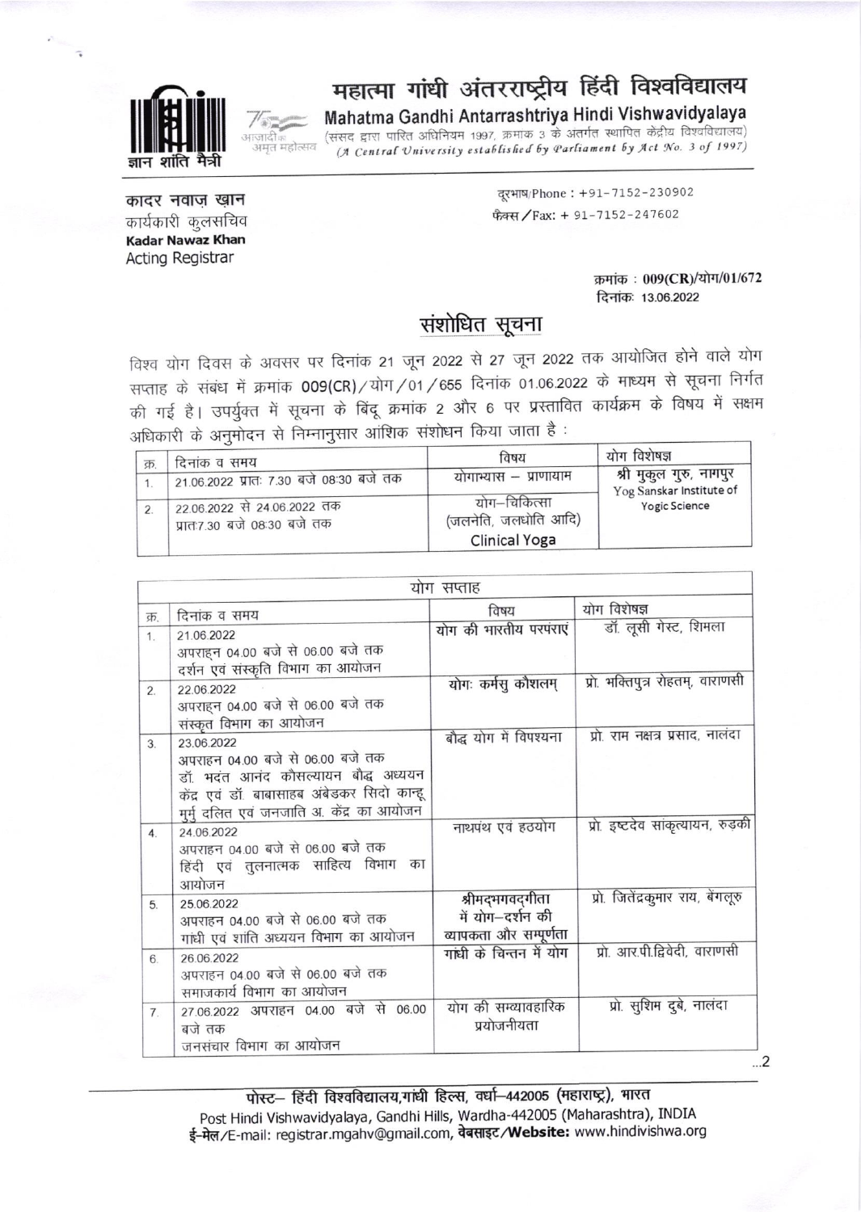# महात्मा गांधी अंतरराष्ट्रीय हिंदी विश्वविद्यालय

**Mahatma Gandhi Antarrashtriya Hindi Vishwavidyalaya**

(संसद द्वारा पारित अधिनियम 1997, क्रमांक 3 के अंतर्गत स्थापित केंद्रीय विश्वविद्यालय)

*(A Central University established by Parliament by Act No. 3 of 1997)*

ज्ञान शांति मैत्री

**कादर नवाज़ ख़ान**
कार्यकारी कुलसचिव
**Kadar Nawaz Khan**
Acting Registrar

दूरभाष/Phone : +91-7152-230902
फैक्स/Fax: + 91-7152-247602

क्रमांक : **009(CR)/योग/01/672**
दिनांक: 13.06.2022

## संशोधित सूचना

विश्व योग दिवस के अवसर पर दिनांक 21 जून 2022 से 27 जून 2022 तक आयोजित होने वाले योग सप्ताह के संबंध में क्रमांक **009(CR)**/योग/01/655 दिनांक 01.06.2022 के माध्यम से सूचना निर्गत की गई है। उपर्युक्त में सूचना के बिंदू क्रमांक 2 और 6 पर प्रस्तावित कार्यक्रम के विषय में सक्षम अधिकारी के अनुमोदन से निम्नानुसार आंशिक संशोधन किया जाता है :

| क्र. | दिनांक व समय | विषय | योग विशेषज्ञ |
|---|---|---|---|
| 1. | 21.06.2022 प्रातः 7.30 बजे 08:30 बजे तक | योगाभ्यास – प्राणायाम | **श्री मुकुल गुरु, नागपुर** Yog Sanskar Institute of Yogic Science |
| 2. | 22.06.2022 से 24.06.2022 तक प्रातः7.30 बजे 08:30 बजे तक | योग–चिकित्सा (जलनेति, जलधोति आदि) Clinical Yoga | |

| योग सप्ताह | | | |
|---|---|---|---|
| क्र. | दिनांक व समय | विषय | योग विशेषज्ञ |
| 1. | 21.06.2022 अपराह्न 04.00 बजे से 06.00 बजे तक दर्शन एवं संस्कृति विभाग का आयोजन | योग की भारतीय परंपराएं | डॉ. लूसी गेस्ट, शिमला |
| 2. | 22.06.2022 अपराह्न 04.00 बजे से 06.00 बजे तक संस्कृत विभाग का आयोजन | योगः कर्मसु कौशलम् | प्रो. भक्तिपुत्र रोहतम्, वाराणसी |
| 3. | 23.06.2022 अपराहन 04.00 बजे से 06.00 बजे तक डॉ. भदंत आनंद कौसल्यायन बौद्ध अध्ययन केंद्र एवं डॉ. बाबासाहब अंबेडकर सिदो कान्हू मुर्मु दलित एवं जनजाति अ. केंद्र का आयोजन | बौद्ध योग में विपश्यना | प्रो. राम नक्षत्र प्रसाद, नालंदा |
| 4. | 24.06.2022 अपराहन 04.00 बजे से 06.00 बजे तक हिंदी एवं तुलनात्मक साहित्य विभाग का आयोजन | नाथपंथ एवं हठयोग | प्रो. इष्टदेव सांकृत्यायन, रुड़की |
| 5. | 25.06.2022 अपराहन 04.00 बजे से 06.00 बजे तक गांधी एवं शांति अध्ययन विभाग का आयोजन | श्रीमद्भगवद्गीता में योग–दर्शन की व्यापकता और सम्पूर्णता | प्रो. जितेंद्रकुमार राय, बेंगलूरु |
| 6. | 26.06.2022 अपराहन 04.00 बजे से 06.00 बजे तक समाजकार्य विभाग का आयोजन | गांधी के चिन्तन में योग | प्रो. आर.पी.द्विवेदी, वाराणसी |
| 7. | 27.06.2022 अपराहन 04.00 बजे से 06.00 बजे तक जनसंचार विभाग का आयोजन | योग की सव्यावहारिक प्रयोजनीयता | प्रो. सुशिम दुबे, नालंदा |

...2

**पोस्ट– हिंदी विश्वविद्यालय,गांधी हिल्स, वर्धा–442005 (महाराष्ट्र), भारत**
Post Hindi Vishwavidyalaya, Gandhi Hills, Wardha-442005 (Maharashtra), INDIA
**ई-मेल**/E-mail: registrar.mgahv@gmail.com, **वेबसाइट/Website:** www.hindivishwa.org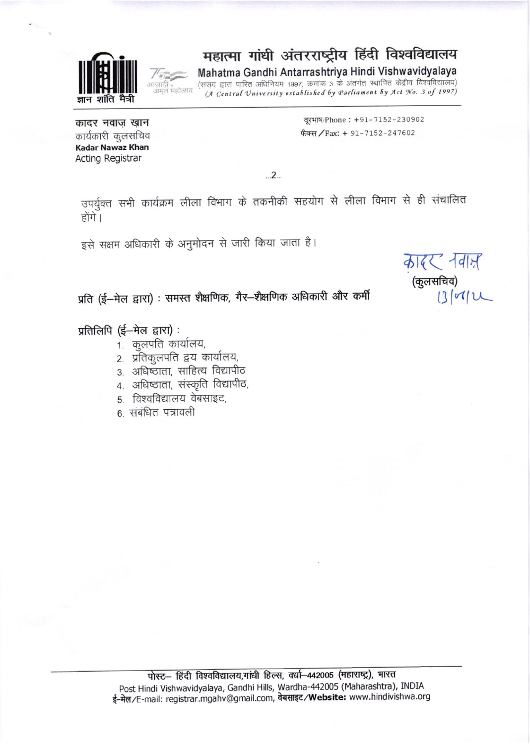# महात्मा गांधी अंतरराष्ट्रीय हिंदी विश्वविद्यालय

**Mahatma Gandhi Antarrashtriya Hindi Vishwavidyalaya**

(संसद द्वारा पारित अधिनियम 1997, क्रमांक 3 के अंतर्गत स्थापित केंद्रीय विश्वविद्यालय)

*(A Central University established by Parliament by Act No. 3 of 1997)*

ज्ञान शांति मैत्री

आज़ादी का अमृत महोत्सव

**कादर नवाज़ ख़ान**
कार्यकारी कुलसचिव
**Kadar Nawaz Khan**
Acting Registrar

दूरभाष/Phone : +91-7152-230902
फैक्स/Fax: + 91-7152-247602

...2..

उपर्युक्त सभी कार्यक्रम लीला विभाग के तकनीकी सहयोग से लीला विभाग से ही संचालित होंगे।

इसे सक्षम अधिकारी के अनुमोदन से जारी किया जाता है।

कादर नवाज़
(कुलसचिव)
13/01/22

**प्रति (ई–मेल द्वारा) : समस्त शैक्षणिक, गैर–शैक्षणिक अधिकारी और कर्मी**

**प्रतिलिपि (ई–मेल द्वारा) :**

1. कुलपति कार्यालय,
2. प्रतिकुलपति द्वय कार्यालय,
3. अधिष्ठाता, साहित्य विद्यापीठ
4. अधिष्ठाता, संस्कृति विद्यापीठ,
5. विश्वविद्यालय वेबसाइट,
6. संबंधित पत्रावली

पोस्ट– हिंदी विश्वविद्यालय,गांधी हिल्स, वर्धा–442005 (महाराष्ट्र), भारत
Post Hindi Vishwavidyalaya, Gandhi Hills, Wardha-442005 (Maharashtra), INDIA
ई-मेल/E-mail: registrar.mgahv@gmail.com, वेबसाइट/**Website:** www.hindivishwa.org